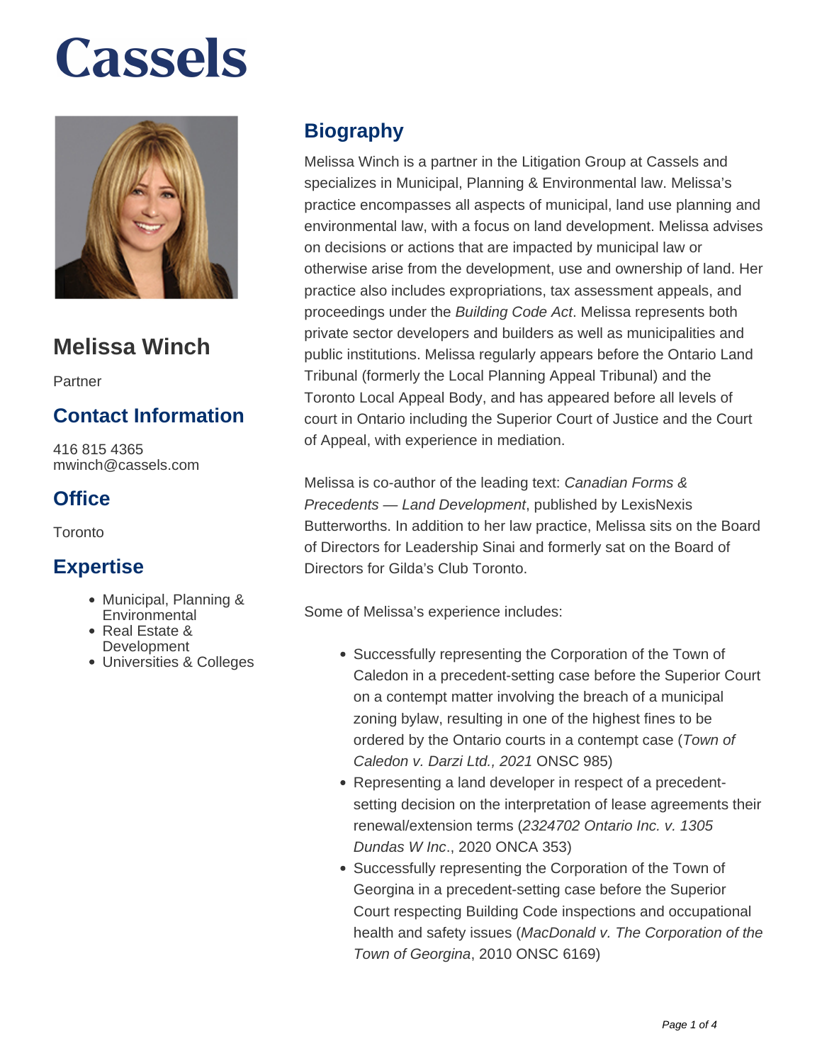# Cassels

## Melissa Winch

Partner

### Contact Information

416 815 4365
mwinch@cassels.com

### Office

Toronto

### Expertise

- Municipal, Planning & Environmental
- Real Estate & Development
- Universities & Colleges

## Biography

Melissa Winch is a partner in the Litigation Group at Cassels and specializes in Municipal, Planning & Environmental law. Melissa's practice encompasses all aspects of municipal, land use planning and environmental law, with a focus on land development. Melissa advises on decisions or actions that are impacted by municipal law or otherwise arise from the development, use and ownership of land. Her practice also includes expropriations, tax assessment appeals, and proceedings under the *Building Code Act*. Melissa represents both private sector developers and builders as well as municipalities and public institutions. Melissa regularly appears before the Ontario Land Tribunal (formerly the Local Planning Appeal Tribunal) and the Toronto Local Appeal Body, and has appeared before all levels of court in Ontario including the Superior Court of Justice and the Court of Appeal, with experience in mediation.

Melissa is co-author of the leading text: *Canadian Forms & Precedents — Land Development*, published by LexisNexis Butterworths. In addition to her law practice, Melissa sits on the Board of Directors for Leadership Sinai and formerly sat on the Board of Directors for Gilda's Club Toronto.

Some of Melissa's experience includes:

- Successfully representing the Corporation of the Town of Caledon in a precedent-setting case before the Superior Court on a contempt matter involving the breach of a municipal zoning bylaw, resulting in one of the highest fines to be ordered by the Ontario courts in a contempt case (*Town of Caledon v. Darzi Ltd., 2021* ONSC 985)
- Representing a land developer in respect of a precedent-setting decision on the interpretation of lease agreements their renewal/extension terms (*2324702 Ontario Inc. v. 1305 Dundas W Inc*., 2020 ONCA 353)
- Successfully representing the Corporation of the Town of Georgina in a precedent-setting case before the Superior Court respecting Building Code inspections and occupational health and safety issues (*MacDonald v. The Corporation of the Town of Georgina*, 2010 ONSC 6169)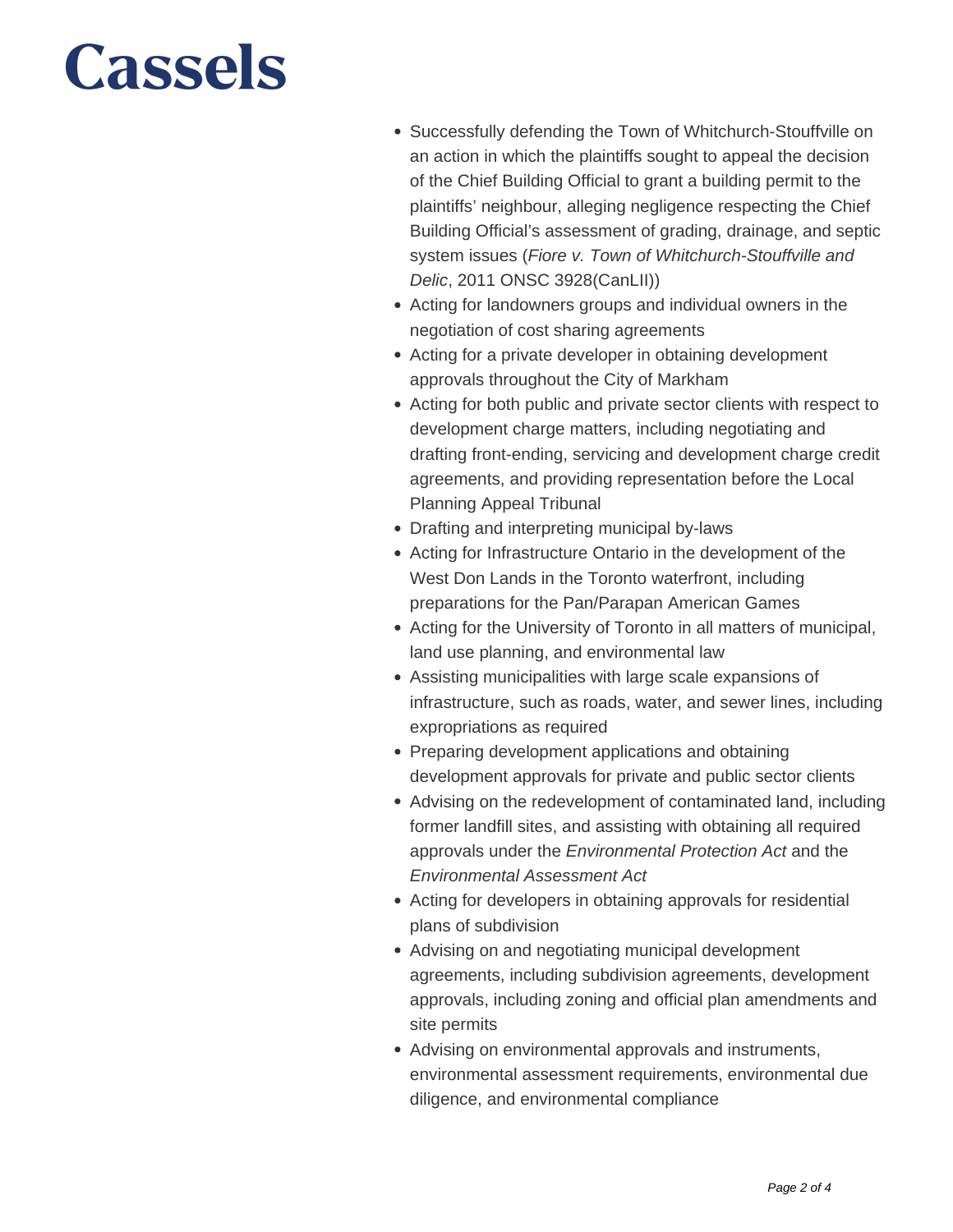- Successfully defending the Town of Whitchurch-Stouffville on an action in which the plaintiffs sought to appeal the decision of the Chief Building Official to grant a building permit to the plaintiffs' neighbour, alleging negligence respecting the Chief Building Official's assessment of grading, drainage, and septic system issues (*Fiore v. Town of Whitchurch-Stouffville and Delic*, 2011 ONSC 3928(CanLII))
- Acting for landowners groups and individual owners in the negotiation of cost sharing agreements
- Acting for a private developer in obtaining development approvals throughout the City of Markham
- Acting for both public and private sector clients with respect to development charge matters, including negotiating and drafting front-ending, servicing and development charge credit agreements, and providing representation before the Local Planning Appeal Tribunal
- Drafting and interpreting municipal by-laws
- Acting for Infrastructure Ontario in the development of the West Don Lands in the Toronto waterfront, including preparations for the Pan/Parapan American Games
- Acting for the University of Toronto in all matters of municipal, land use planning, and environmental law
- Assisting municipalities with large scale expansions of infrastructure, such as roads, water, and sewer lines, including expropriations as required
- Preparing development applications and obtaining development approvals for private and public sector clients
- Advising on the redevelopment of contaminated land, including former landfill sites, and assisting with obtaining all required approvals under the *Environmental Protection Act* and the *Environmental Assessment Act*
- Acting for developers in obtaining approvals for residential plans of subdivision
- Advising on and negotiating municipal development agreements, including subdivision agreements, development approvals, including zoning and official plan amendments and site permits
- Advising on environmental approvals and instruments, environmental assessment requirements, environmental due diligence, and environmental compliance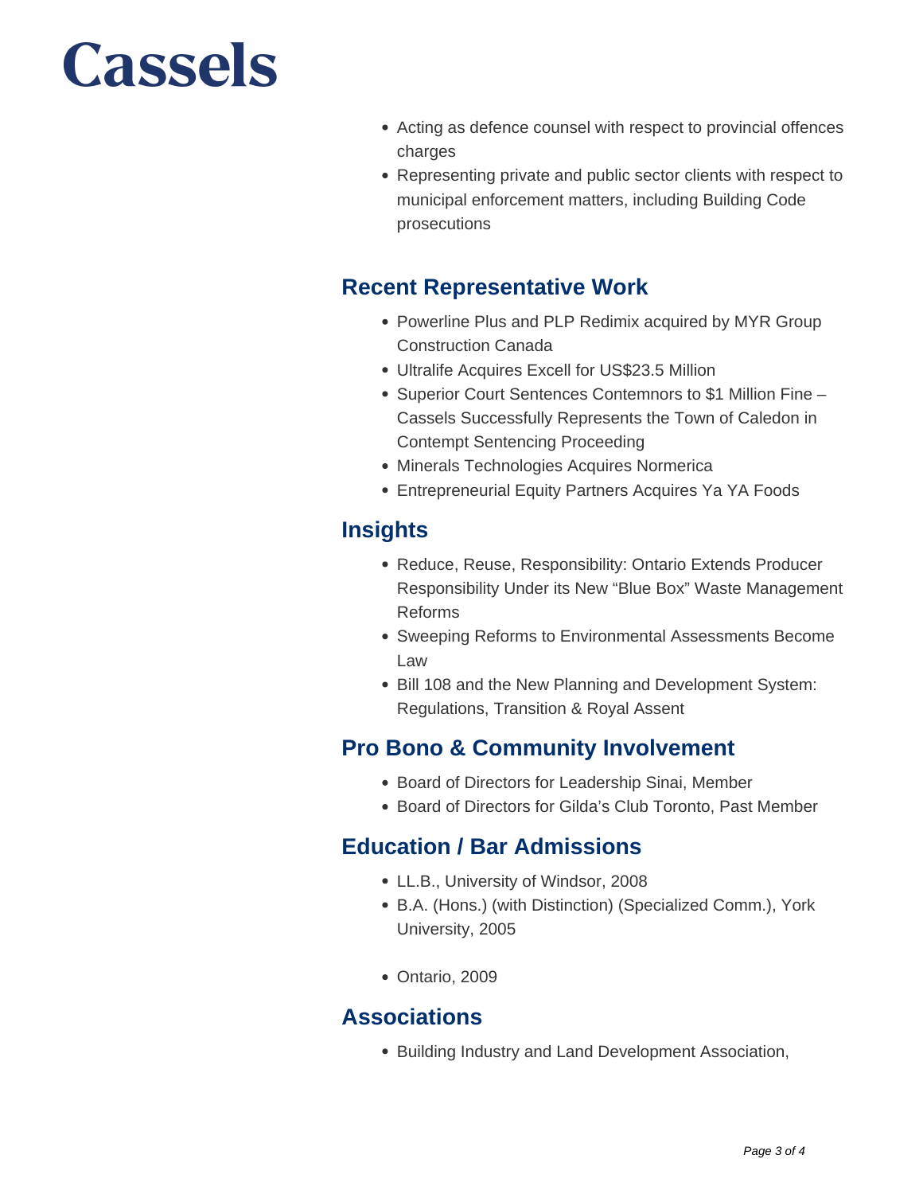- Acting as defence counsel with respect to provincial offences charges
- Representing private and public sector clients with respect to municipal enforcement matters, including Building Code prosecutions

## Recent Representative Work

- Powerline Plus and PLP Redimix acquired by MYR Group Construction Canada
- Ultralife Acquires Excell for US$23.5 Million
- Superior Court Sentences Contemnors to $1 Million Fine – Cassels Successfully Represents the Town of Caledon in Contempt Sentencing Proceeding
- Minerals Technologies Acquires Normerica
- Entrepreneurial Equity Partners Acquires Ya YA Foods

## Insights

- Reduce, Reuse, Responsibility: Ontario Extends Producer Responsibility Under its New "Blue Box" Waste Management Reforms
- Sweeping Reforms to Environmental Assessments Become Law
- Bill 108 and the New Planning and Development System: Regulations, Transition & Royal Assent

## Pro Bono & Community Involvement

- Board of Directors for Leadership Sinai, Member
- Board of Directors for Gilda's Club Toronto, Past Member

## Education / Bar Admissions

- LL.B., University of Windsor, 2008
- B.A. (Hons.) (with Distinction) (Specialized Comm.), York University, 2005

- Ontario, 2009

## Associations

- Building Industry and Land Development Association,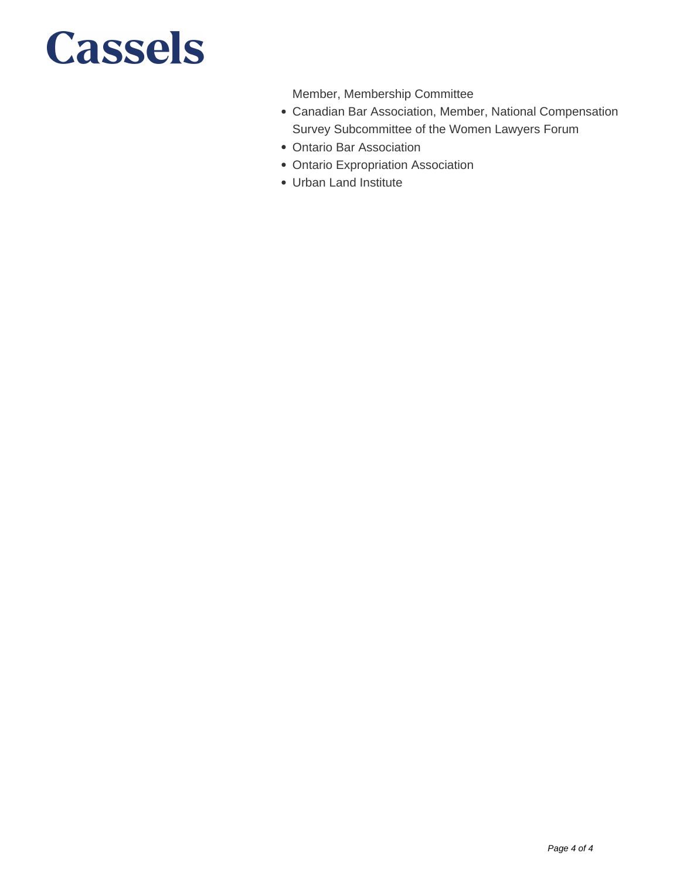Member, Membership Committee

- Canadian Bar Association, Member, National Compensation Survey Subcommittee of the Women Lawyers Forum
- Ontario Bar Association
- Ontario Expropriation Association
- Urban Land Institute